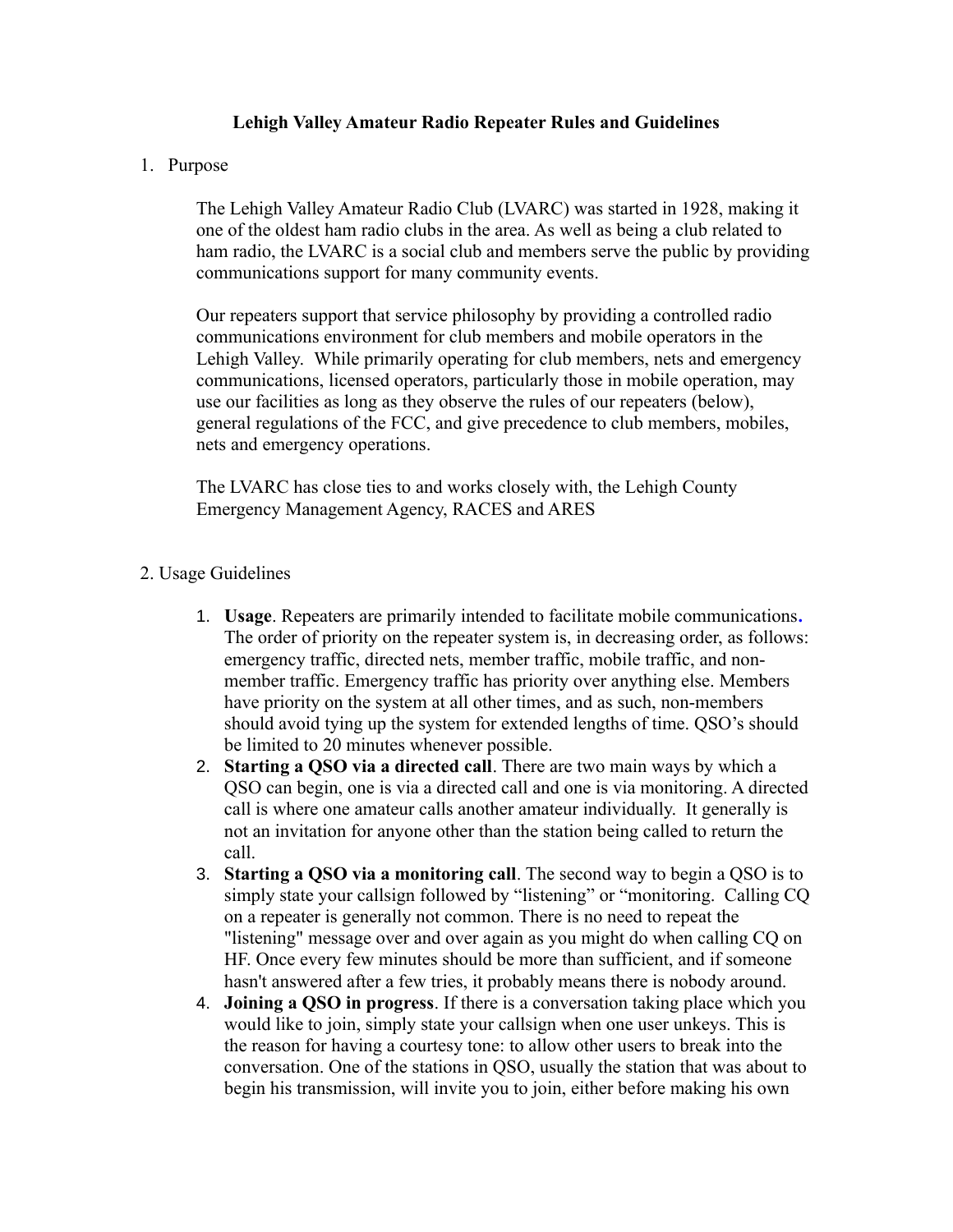# Lehigh Valley Amateur Radio Repeater Rules and Guidelines

1. Purpose

   The Lehigh Valley Amateur Radio Club (LVARC) was started in 1928, making it one of the oldest ham radio clubs in the area. As well as being a club related to ham radio, the LVARC is a social club and members serve the public by providing communications support for many community events.

   Our repeaters support that service philosophy by providing a controlled radio communications environment for club members and mobile operators in the Lehigh Valley. While primarily operating for club members, nets and emergency communications, licensed operators, particularly those in mobile operation, may use our facilities as long as they observe the rules of our repeaters (below), general regulations of the FCC, and give precedence to club members, mobiles, nets and emergency operations.

   The LVARC has close ties to and works closely with, the Lehigh County Emergency Management Agency, RACES and ARES

2. Usage Guidelines

   1. **Usage**. Repeaters are primarily intended to facilitate mobile communications. The order of priority on the repeater system is, in decreasing order, as follows: emergency traffic, directed nets, member traffic, mobile traffic, and non-member traffic. Emergency traffic has priority over anything else. Members have priority on the system at all other times, and as such, non-members should avoid tying up the system for extended lengths of time. QSO's should be limited to 20 minutes whenever possible.
   2. **Starting a QSO via a directed call**. There are two main ways by which a QSO can begin, one is via a directed call and one is via monitoring. A directed call is where one amateur calls another amateur individually. It generally is not an invitation for anyone other than the station being called to return the call.
   3. **Starting a QSO via a monitoring call**. The second way to begin a QSO is to simply state your callsign followed by "listening" or "monitoring. Calling CQ on a repeater is generally not common. There is no need to repeat the "listening" message over and over again as you might do when calling CQ on HF. Once every few minutes should be more than sufficient, and if someone hasn't answered after a few tries, it probably means there is nobody around.
   4. **Joining a QSO in progress**. If there is a conversation taking place which you would like to join, simply state your callsign when one user unkeys. This is the reason for having a courtesy tone: to allow other users to break into the conversation. One of the stations in QSO, usually the station that was about to begin his transmission, will invite you to join, either before making his own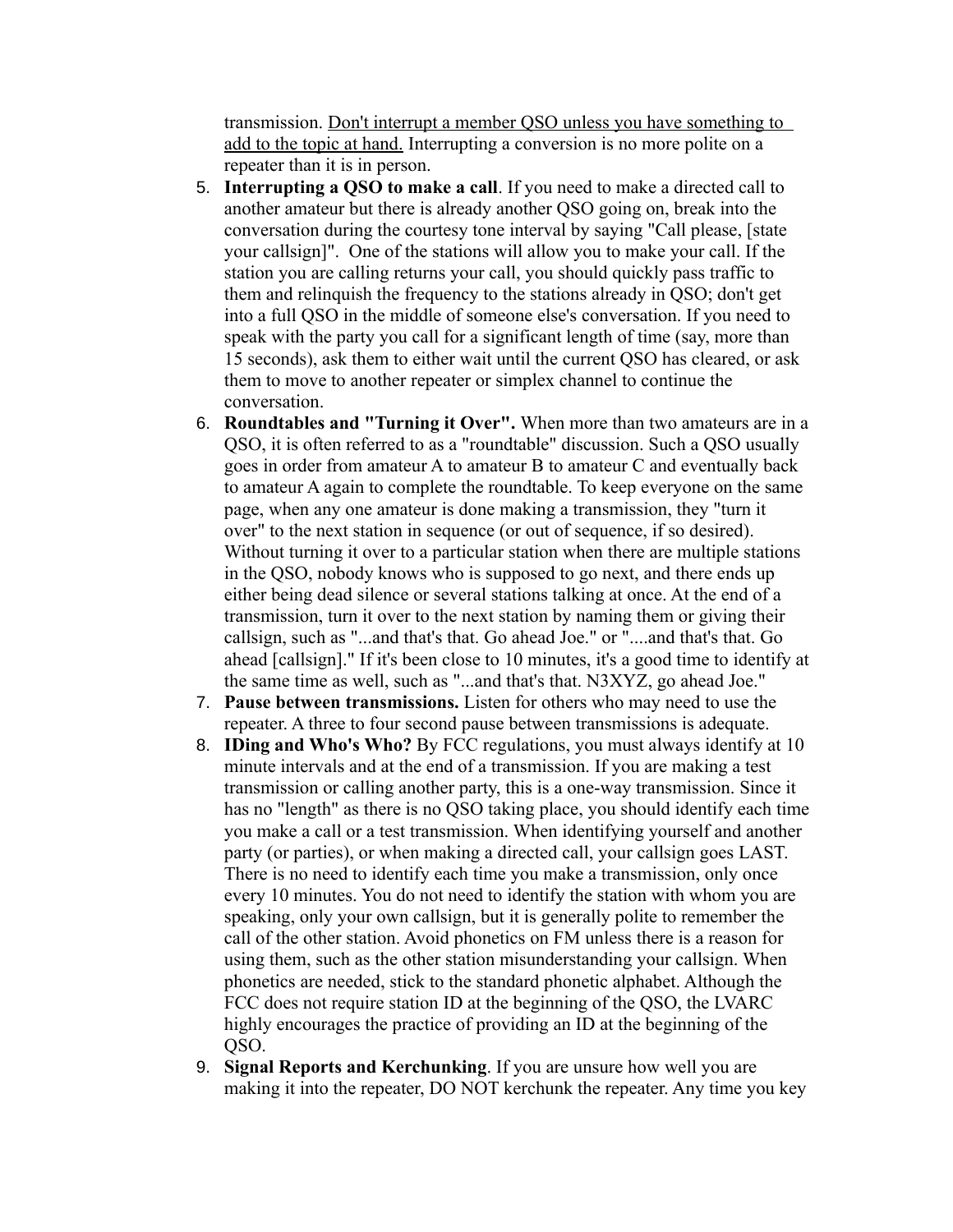transmission. Don't interrupt a member QSO unless you have something to add to the topic at hand. Interrupting a conversion is no more polite on a repeater than it is in person.

5. **Interrupting a QSO to make a call**. If you need to make a directed call to another amateur but there is already another QSO going on, break into the conversation during the courtesy tone interval by saying "Call please, [state your callsign]". One of the stations will allow you to make your call. If the station you are calling returns your call, you should quickly pass traffic to them and relinquish the frequency to the stations already in QSO; don't get into a full QSO in the middle of someone else's conversation. If you need to speak with the party you call for a significant length of time (say, more than 15 seconds), ask them to either wait until the current QSO has cleared, or ask them to move to another repeater or simplex channel to continue the conversation.
6. **Roundtables and "Turning it Over".** When more than two amateurs are in a QSO, it is often referred to as a "roundtable" discussion. Such a QSO usually goes in order from amateur A to amateur B to amateur C and eventually back to amateur A again to complete the roundtable. To keep everyone on the same page, when any one amateur is done making a transmission, they "turn it over" to the next station in sequence (or out of sequence, if so desired). Without turning it over to a particular station when there are multiple stations in the QSO, nobody knows who is supposed to go next, and there ends up either being dead silence or several stations talking at once. At the end of a transmission, turn it over to the next station by naming them or giving their callsign, such as "...and that's that. Go ahead Joe." or "....and that's that. Go ahead [callsign]." If it's been close to 10 minutes, it's a good time to identify at the same time as well, such as "...and that's that. N3XYZ, go ahead Joe."
7. **Pause between transmissions.** Listen for others who may need to use the repeater. A three to four second pause between transmissions is adequate.
8. **IDing and Who's Who?** By FCC regulations, you must always identify at 10 minute intervals and at the end of a transmission. If you are making a test transmission or calling another party, this is a one-way transmission. Since it has no "length" as there is no QSO taking place, you should identify each time you make a call or a test transmission. When identifying yourself and another party (or parties), or when making a directed call, your callsign goes LAST. There is no need to identify each time you make a transmission, only once every 10 minutes. You do not need to identify the station with whom you are speaking, only your own callsign, but it is generally polite to remember the call of the other station. Avoid phonetics on FM unless there is a reason for using them, such as the other station misunderstanding your callsign. When phonetics are needed, stick to the standard phonetic alphabet. Although the FCC does not require station ID at the beginning of the QSO, the LVARC highly encourages the practice of providing an ID at the beginning of the QSO.
9. **Signal Reports and Kerchunking**. If you are unsure how well you are making it into the repeater, DO NOT kerchunk the repeater. Any time you key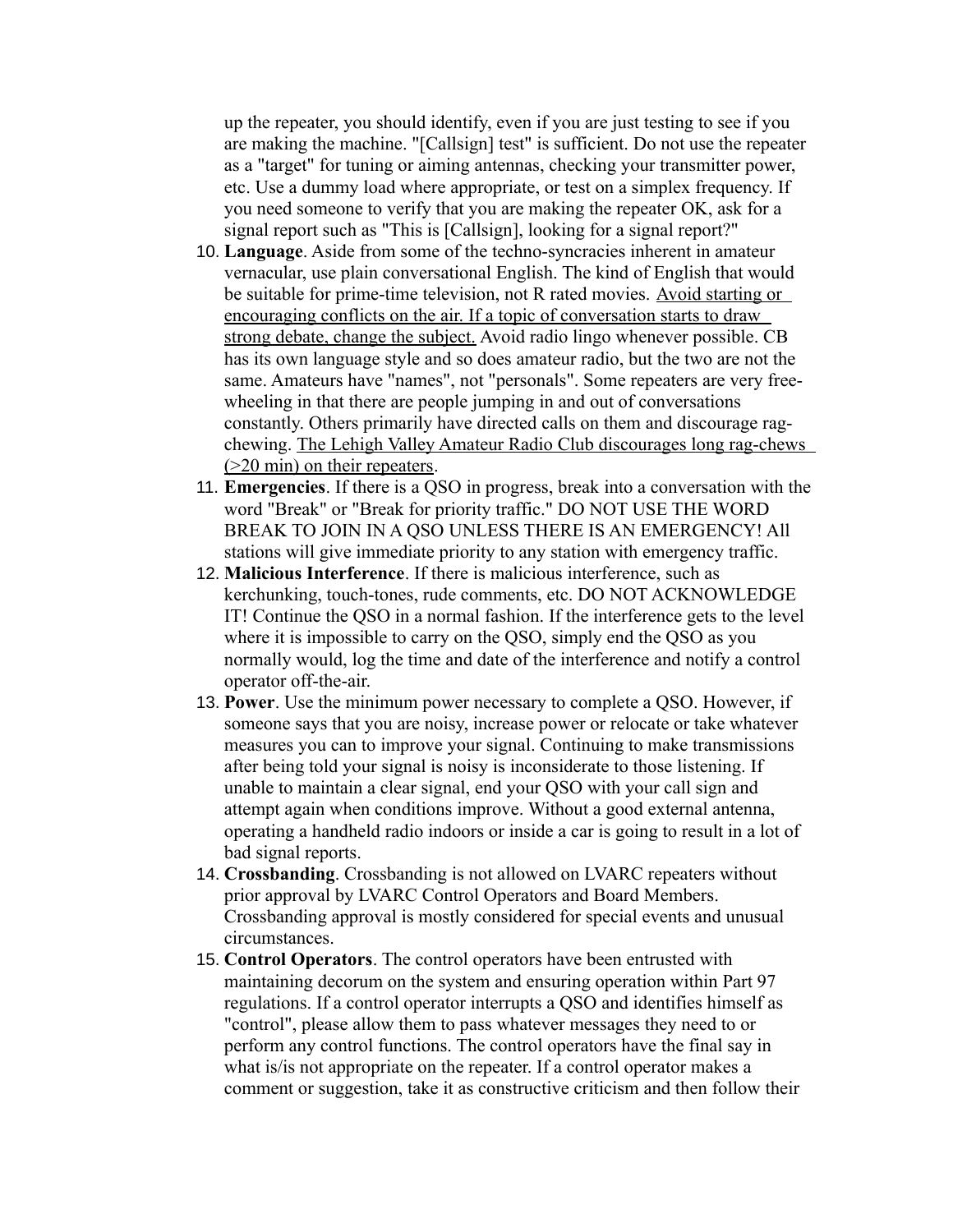up the repeater, you should identify, even if you are just testing to see if you are making the machine. "[Callsign] test" is sufficient. Do not use the repeater as a "target" for tuning or aiming antennas, checking your transmitter power, etc. Use a dummy load where appropriate, or test on a simplex frequency. If you need someone to verify that you are making the repeater OK, ask for a signal report such as "This is [Callsign], looking for a signal report?"

10. **Language**. Aside from some of the techno-syncracies inherent in amateur vernacular, use plain conversational English. The kind of English that would be suitable for prime-time television, not R rated movies. <u>Avoid starting or encouraging conflicts on the air. If a topic of conversation starts to draw strong debate, change the subject.</u> Avoid radio lingo whenever possible. CB has its own language style and so does amateur radio, but the two are not the same. Amateurs have "names", not "personals". Some repeaters are very free-wheeling in that there are people jumping in and out of conversations constantly. Others primarily have directed calls on them and discourage rag-chewing. <u>The Lehigh Valley Amateur Radio Club discourages long rag-chews (>20 min) on their repeaters</u>.
11. **Emergencies**. If there is a QSO in progress, break into a conversation with the word "Break" or "Break for priority traffic." DO NOT USE THE WORD BREAK TO JOIN IN A QSO UNLESS THERE IS AN EMERGENCY! All stations will give immediate priority to any station with emergency traffic.
12. **Malicious Interference**. If there is malicious interference, such as kerchunking, touch-tones, rude comments, etc. DO NOT ACKNOWLEDGE IT! Continue the QSO in a normal fashion. If the interference gets to the level where it is impossible to carry on the QSO, simply end the QSO as you normally would, log the time and date of the interference and notify a control operator off-the-air.
13. **Power**. Use the minimum power necessary to complete a QSO. However, if someone says that you are noisy, increase power or relocate or take whatever measures you can to improve your signal. Continuing to make transmissions after being told your signal is noisy is inconsiderate to those listening. If unable to maintain a clear signal, end your QSO with your call sign and attempt again when conditions improve. Without a good external antenna, operating a handheld radio indoors or inside a car is going to result in a lot of bad signal reports.
14. **Crossbanding**. Crossbanding is not allowed on LVARC repeaters without prior approval by LVARC Control Operators and Board Members. Crossbanding approval is mostly considered for special events and unusual circumstances.
15. **Control Operators**. The control operators have been entrusted with maintaining decorum on the system and ensuring operation within Part 97 regulations. If a control operator interrupts a QSO and identifies himself as "control", please allow them to pass whatever messages they need to or perform any control functions. The control operators have the final say in what is/is not appropriate on the repeater. If a control operator makes a comment or suggestion, take it as constructive criticism and then follow their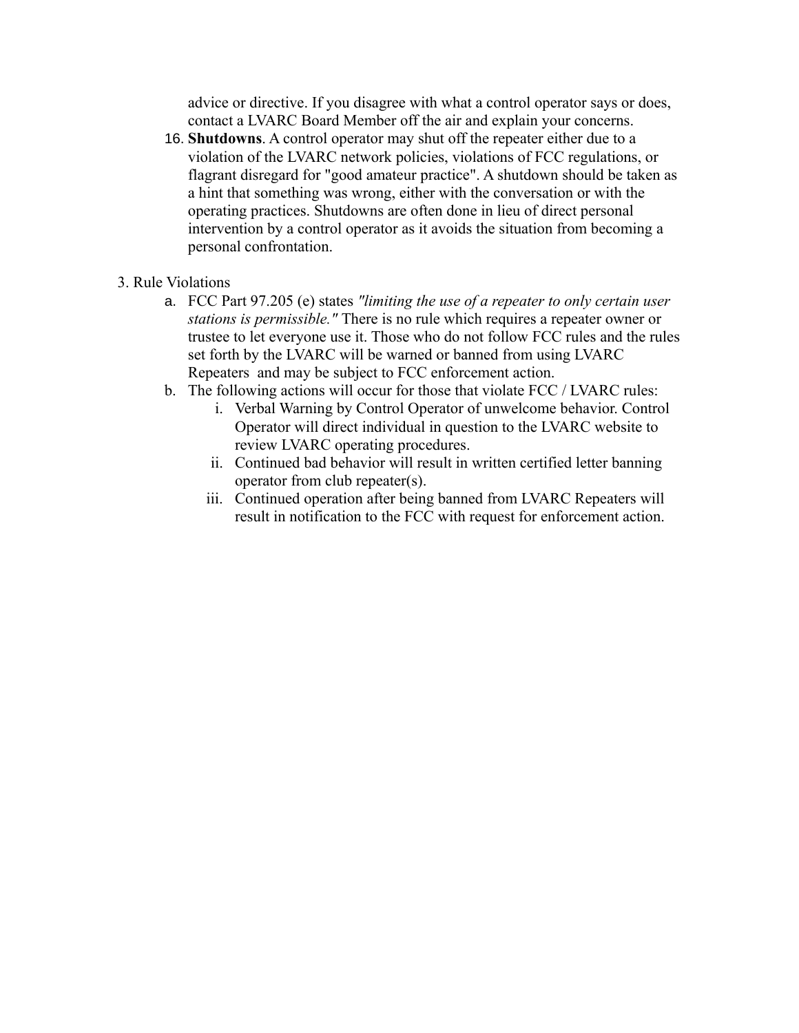advice or directive. If you disagree with what a control operator says or does, contact a LVARC Board Member off the air and explain your concerns.

16. **Shutdowns**. A control operator may shut off the repeater either due to a violation of the LVARC network policies, violations of FCC regulations, or flagrant disregard for "good amateur practice". A shutdown should be taken as a hint that something was wrong, either with the conversation or with the operating practices. Shutdowns are often done in lieu of direct personal intervention by a control operator as it avoids the situation from becoming a personal confrontation.

3. Rule Violations

    a. FCC Part 97.205 (e) states *"limiting the use of a repeater to only certain user stations is permissible."* There is no rule which requires a repeater owner or trustee to let everyone use it. Those who do not follow FCC rules and the rules set forth by the LVARC will be warned or banned from using LVARC Repeaters and may be subject to FCC enforcement action.

    b. The following actions will occur for those that violate FCC / LVARC rules:

        i. Verbal Warning by Control Operator of unwelcome behavior. Control Operator will direct individual in question to the LVARC website to review LVARC operating procedures.

        ii. Continued bad behavior will result in written certified letter banning operator from club repeater(s).

        iii. Continued operation after being banned from LVARC Repeaters will result in notification to the FCC with request for enforcement action.